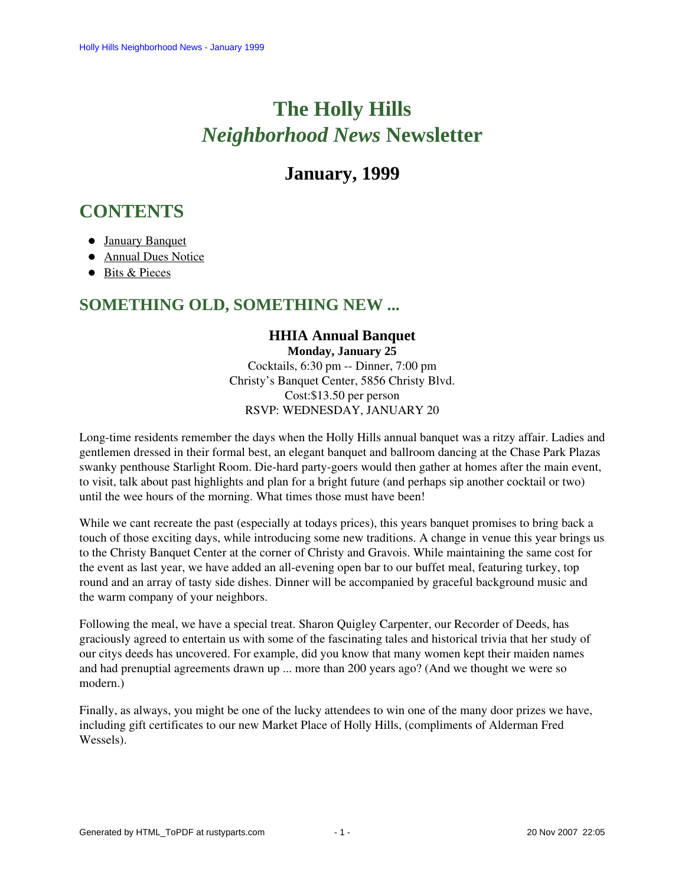# The Holly Hills *Neighborhood News* Newsletter

## January, 1999

## CONTENTS

- January Banquet
- Annual Dues Notice
- Bits & Pieces

## SOMETHING OLD, SOMETHING NEW ...

### HHIA Annual Banquet

**Monday, January 25**
Cocktails, 6:30 pm -- Dinner, 7:00 pm
Christy's Banquet Center, 5856 Christy Blvd.
Cost:$13.50 per person
RSVP: WEDNESDAY, JANUARY 20

Long-time residents remember the days when the Holly Hills annual banquet was a ritzy affair. Ladies and gentlemen dressed in their formal best, an elegant banquet and ballroom dancing at the Chase Park Plazas swanky penthouse Starlight Room. Die-hard party-goers would then gather at homes after the main event, to visit, talk about past highlights and plan for a bright future (and perhaps sip another cocktail or two) until the wee hours of the morning. What times those must have been!

While we cant recreate the past (especially at todays prices), this years banquet promises to bring back a touch of those exciting days, while introducing some new traditions. A change in venue this year brings us to the Christy Banquet Center at the corner of Christy and Gravois. While maintaining the same cost for the event as last year, we have added an all-evening open bar to our buffet meal, featuring turkey, top round and an array of tasty side dishes. Dinner will be accompanied by graceful background music and the warm company of your neighbors.

Following the meal, we have a special treat. Sharon Quigley Carpenter, our Recorder of Deeds, has graciously agreed to entertain us with some of the fascinating tales and historical trivia that her study of our citys deeds has uncovered. For example, did you know that many women kept their maiden names and had prenuptial agreements drawn up ... more than 200 years ago? (And we thought we were so modern.)

Finally, as always, you might be one of the lucky attendees to win one of the many door prizes we have, including gift certificates to our new Market Place of Holly Hills, (compliments of Alderman Fred Wessels).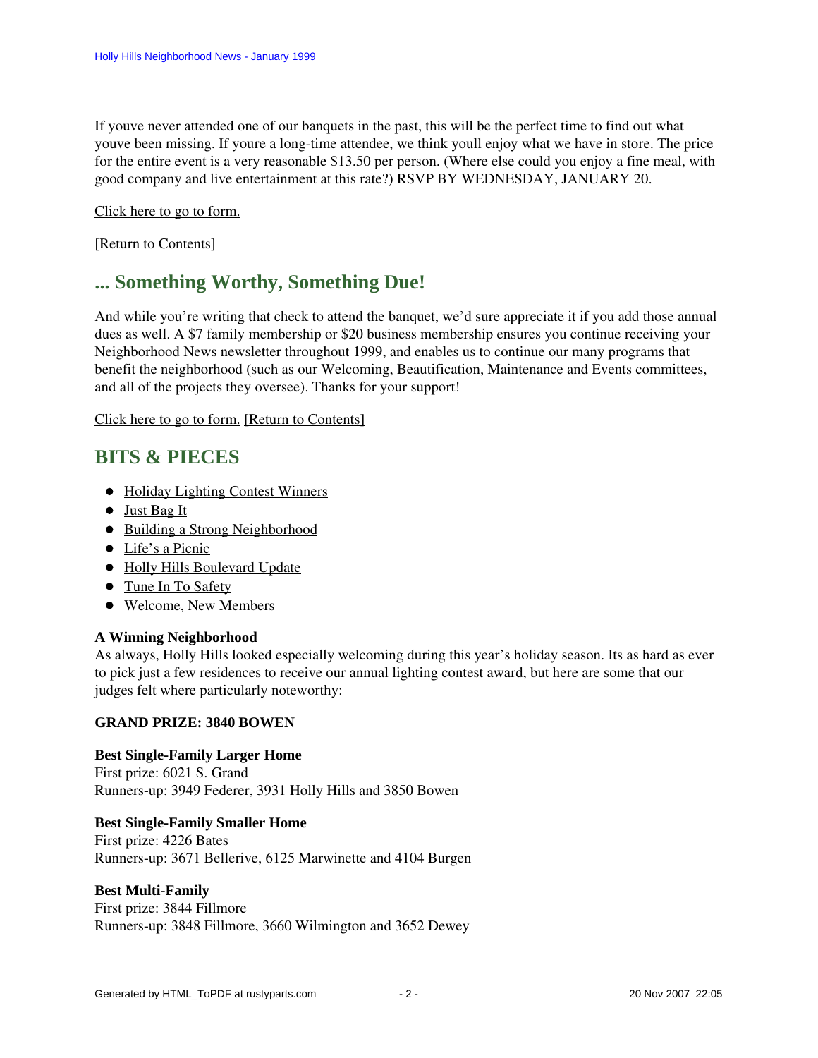If youve never attended one of our banquets in the past, this will be the perfect time to find out what youve been missing. If youre a long-time attendee, we think youll enjoy what we have in store. The price for the entire event is a very reasonable $13.50 per person. (Where else could you enjoy a fine meal, with good company and live entertainment at this rate?) RSVP BY WEDNESDAY, JANUARY 20.

Click here to go to form.

[Return to Contents]

## ... Something Worthy, Something Due!

And while you’re writing that check to attend the banquet, we’d sure appreciate it if you add those annual dues as well. A $7 family membership or $20 business membership ensures you continue receiving your Neighborhood News newsletter throughout 1999, and enables us to continue our many programs that benefit the neighborhood (such as our Welcoming, Beautification, Maintenance and Events committees, and all of the projects they oversee). Thanks for your support!

Click here to go to form. [Return to Contents]

## BITS & PIECES

- Holiday Lighting Contest Winners
- Just Bag It
- Building a Strong Neighborhood
- Life’s a Picnic
- Holly Hills Boulevard Update
- Tune In To Safety
- Welcome, New Members

**A Winning Neighborhood**
As always, Holly Hills looked especially welcoming during this year’s holiday season. Its as hard as ever to pick just a few residences to receive our annual lighting contest award, but here are some that our judges felt where particularly noteworthy:

**GRAND PRIZE: 3840 BOWEN**

**Best Single-Family Larger Home**
First prize: 6021 S. Grand
Runners-up: 3949 Federer, 3931 Holly Hills and 3850 Bowen

**Best Single-Family Smaller Home**
First prize: 4226 Bates
Runners-up: 3671 Bellerive, 6125 Marwinette and 4104 Burgen

**Best Multi-Family**
First prize: 3844 Fillmore
Runners-up: 3848 Fillmore, 3660 Wilmington and 3652 Dewey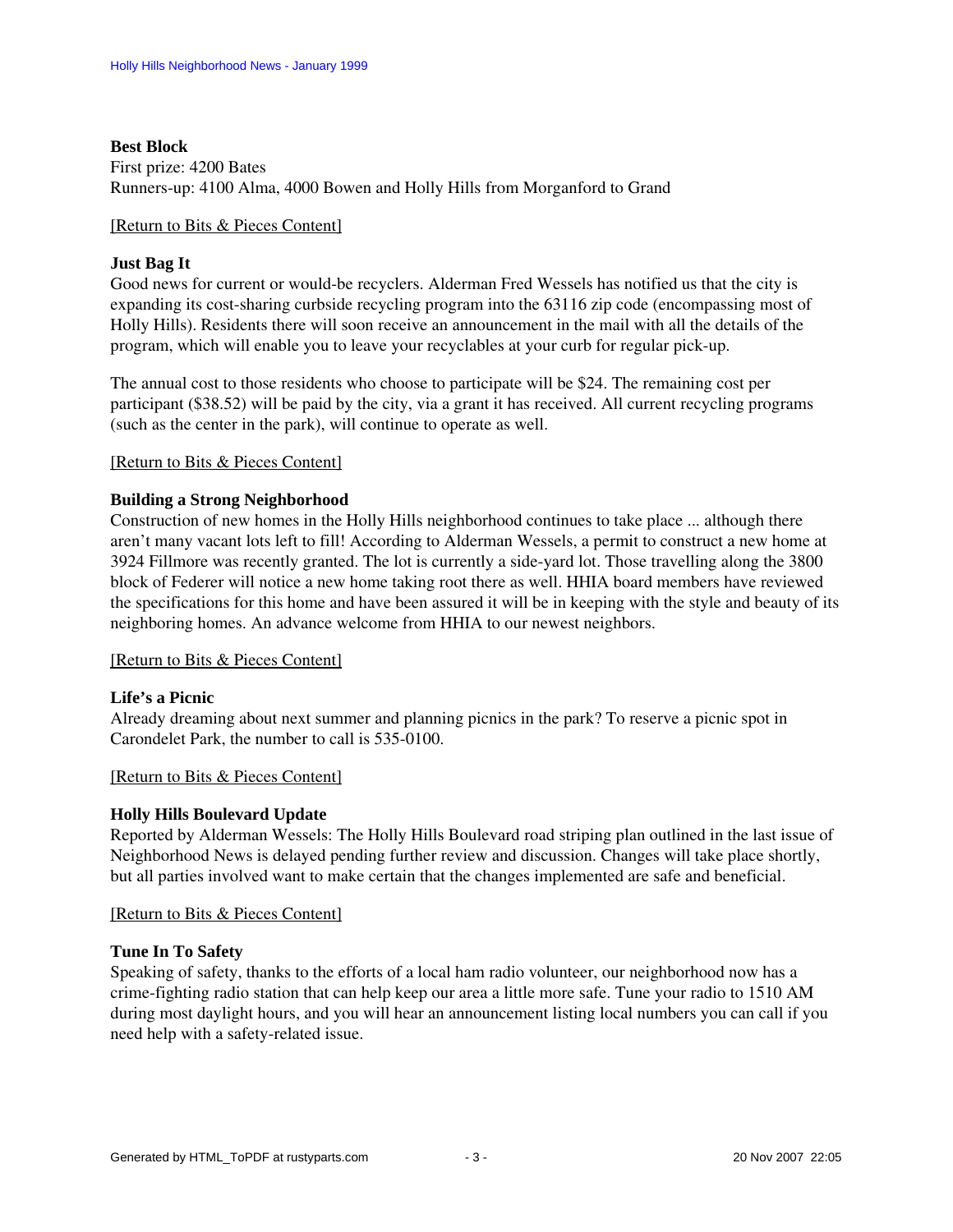**Best Block**

First prize: 4200 Bates

Runners-up: 4100 Alma, 4000 Bowen and Holly Hills from Morganford to Grand

[Return to Bits & Pieces Content]

**Just Bag It**

Good news for current or would-be recyclers. Alderman Fred Wessels has notified us that the city is expanding its cost-sharing curbside recycling program into the 63116 zip code (encompassing most of Holly Hills). Residents there will soon receive an announcement in the mail with all the details of the program, which will enable you to leave your recyclables at your curb for regular pick-up.

The annual cost to those residents who choose to participate will be $24. The remaining cost per participant ($38.52) will be paid by the city, via a grant it has received. All current recycling programs (such as the center in the park), will continue to operate as well.

[Return to Bits & Pieces Content]

**Building a Strong Neighborhood**

Construction of new homes in the Holly Hills neighborhood continues to take place ... although there aren't many vacant lots left to fill! According to Alderman Wessels, a permit to construct a new home at 3924 Fillmore was recently granted. The lot is currently a side-yard lot. Those travelling along the 3800 block of Federer will notice a new home taking root there as well. HHIA board members have reviewed the specifications for this home and have been assured it will be in keeping with the style and beauty of its neighboring homes. An advance welcome from HHIA to our newest neighbors.

[Return to Bits & Pieces Content]

**Life's a Picnic**

Already dreaming about next summer and planning picnics in the park? To reserve a picnic spot in Carondelet Park, the number to call is 535-0100.

[Return to Bits & Pieces Content]

**Holly Hills Boulevard Update**

Reported by Alderman Wessels: The Holly Hills Boulevard road striping plan outlined in the last issue of Neighborhood News is delayed pending further review and discussion. Changes will take place shortly, but all parties involved want to make certain that the changes implemented are safe and beneficial.

[Return to Bits & Pieces Content]

**Tune In To Safety**

Speaking of safety, thanks to the efforts of a local ham radio volunteer, our neighborhood now has a crime-fighting radio station that can help keep our area a little more safe. Tune your radio to 1510 AM during most daylight hours, and you will hear an announcement listing local numbers you can call if you need help with a safety-related issue.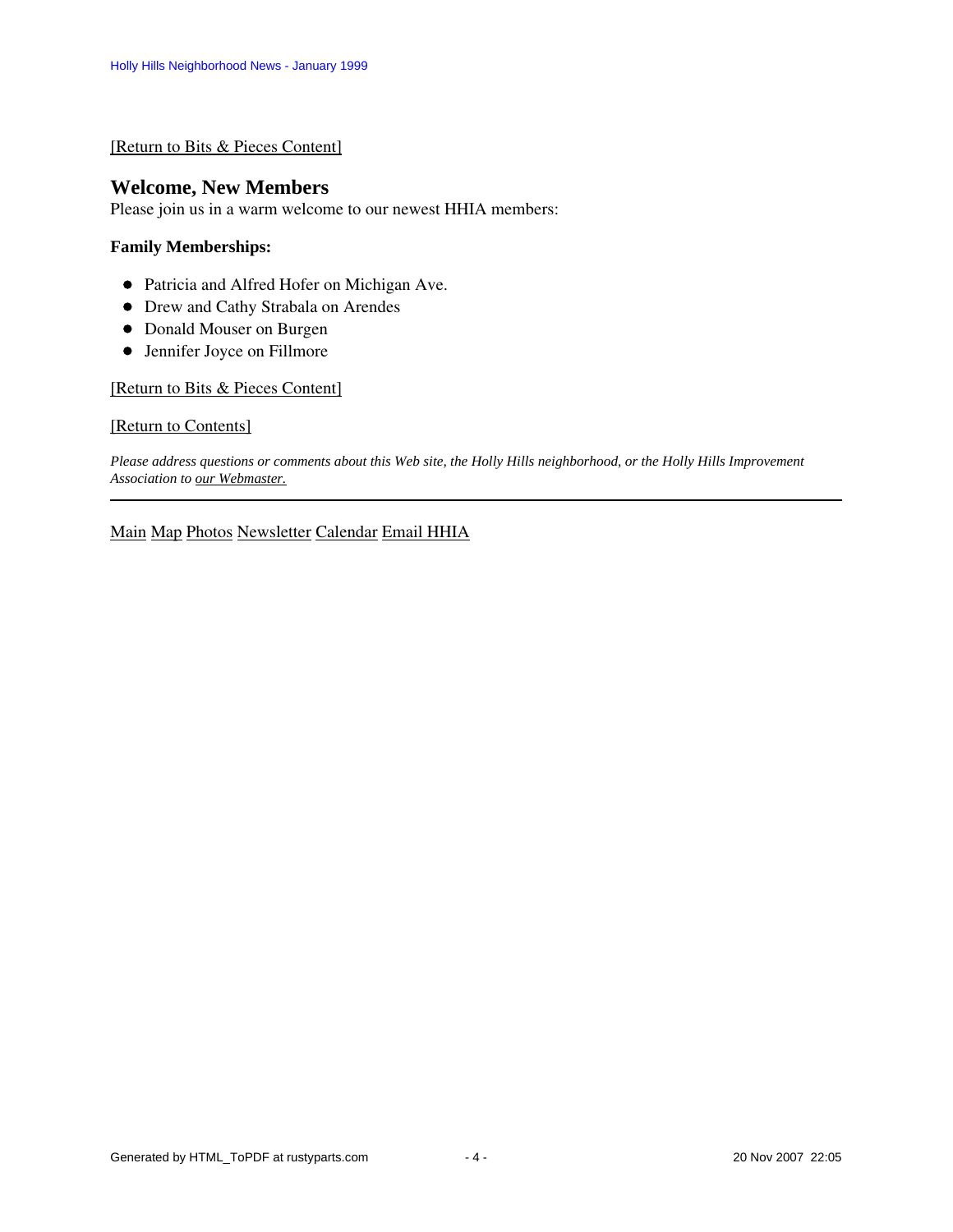[Return to Bits & Pieces Content]

## Welcome, New Members

Please join us in a warm welcome to our newest HHIA members:

**Family Memberships:**

- Patricia and Alfred Hofer on Michigan Ave.
- Drew and Cathy Strabala on Arendes
- Donald Mouser on Burgen
- Jennifer Joyce on Fillmore

[Return to Bits & Pieces Content]

[Return to Contents]

*Please address questions or comments about this Web site, the Holly Hills neighborhood, or the Holly Hills Improvement Association to our Webmaster.*

---

Main Map Photos Newsletter Calendar Email HHIA